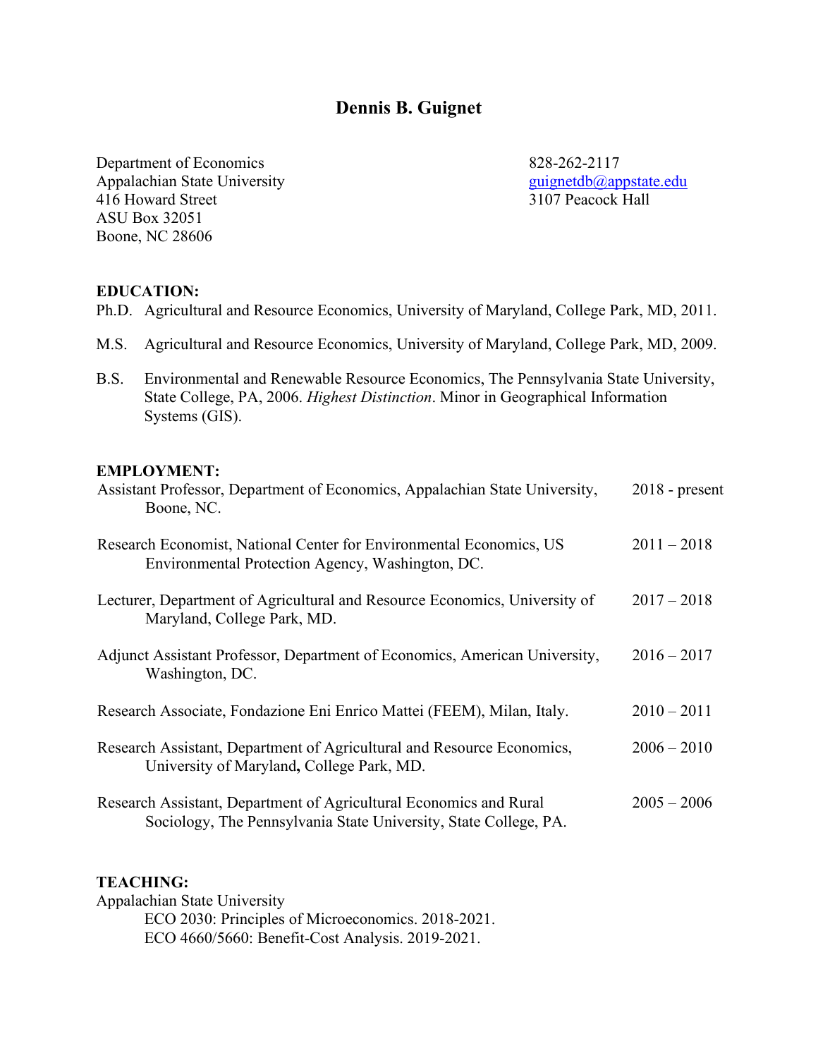# Dennis B. Guignet

Department of Economics
Appalachian State University
416 Howard Street
ASU Box 32051
Boone, NC 28606

828-262-2117
guignetdb@appstate.edu
3107 Peacock Hall

## EDUCATION:

Ph.D. Agricultural and Resource Economics, University of Maryland, College Park, MD, 2011.

M.S. Agricultural and Resource Economics, University of Maryland, College Park, MD, 2009.

B.S. Environmental and Renewable Resource Economics, The Pennsylvania State University, State College, PA, 2006. *Highest Distinction*. Minor in Geographical Information Systems (GIS).

## EMPLOYMENT:

Assistant Professor, Department of Economics, Appalachian State University, Boone, NC. 2018 - present

Research Economist, National Center for Environmental Economics, US Environmental Protection Agency, Washington, DC. 2011 – 2018

Lecturer, Department of Agricultural and Resource Economics, University of Maryland, College Park, MD. 2017 – 2018

Adjunct Assistant Professor, Department of Economics, American University, Washington, DC. 2016 – 2017

Research Associate, Fondazione Eni Enrico Mattei (FEEM), Milan, Italy. 2010 – 2011

Research Assistant, Department of Agricultural and Resource Economics, University of Maryland, College Park, MD. 2006 – 2010

Research Assistant, Department of Agricultural Economics and Rural Sociology, The Pennsylvania State University, State College, PA. 2005 – 2006

## TEACHING:

Appalachian State University

- ECO 2030: Principles of Microeconomics. 2018-2021.
- ECO 4660/5660: Benefit-Cost Analysis. 2019-2021.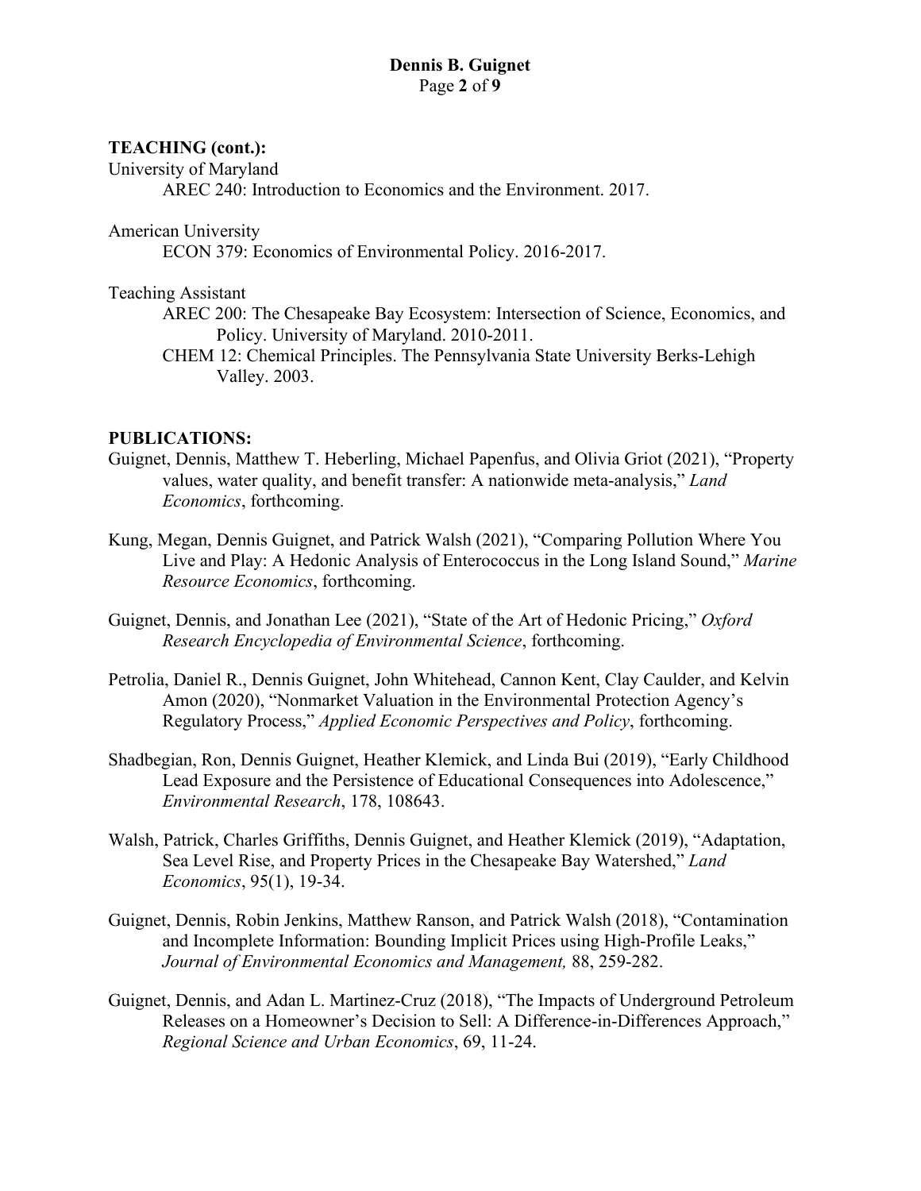**TEACHING (cont.):**

University of Maryland

AREC 240: Introduction to Economics and the Environment. 2017.

American University

ECON 379: Economics of Environmental Policy. 2016-2017.

Teaching Assistant

AREC 200: The Chesapeake Bay Ecosystem: Intersection of Science, Economics, and Policy. University of Maryland. 2010-2011.

CHEM 12: Chemical Principles. The Pennsylvania State University Berks-Lehigh Valley. 2003.

**PUBLICATIONS:**

Guignet, Dennis, Matthew T. Heberling, Michael Papenfus, and Olivia Griot (2021), "Property values, water quality, and benefit transfer: A nationwide meta-analysis," *Land Economics*, forthcoming.

Kung, Megan, Dennis Guignet, and Patrick Walsh (2021), "Comparing Pollution Where You Live and Play: A Hedonic Analysis of Enterococcus in the Long Island Sound," *Marine Resource Economics*, forthcoming.

Guignet, Dennis, and Jonathan Lee (2021), "State of the Art of Hedonic Pricing," *Oxford Research Encyclopedia of Environmental Science*, forthcoming.

Petrolia, Daniel R., Dennis Guignet, John Whitehead, Cannon Kent, Clay Caulder, and Kelvin Amon (2020), "Nonmarket Valuation in the Environmental Protection Agency's Regulatory Process," *Applied Economic Perspectives and Policy*, forthcoming.

Shadbegian, Ron, Dennis Guignet, Heather Klemick, and Linda Bui (2019), "Early Childhood Lead Exposure and the Persistence of Educational Consequences into Adolescence," *Environmental Research*, 178, 108643.

Walsh, Patrick, Charles Griffiths, Dennis Guignet, and Heather Klemick (2019), "Adaptation, Sea Level Rise, and Property Prices in the Chesapeake Bay Watershed," *Land Economics*, 95(1), 19-34.

Guignet, Dennis, Robin Jenkins, Matthew Ranson, and Patrick Walsh (2018), "Contamination and Incomplete Information: Bounding Implicit Prices using High-Profile Leaks," *Journal of Environmental Economics and Management,* 88, 259-282.

Guignet, Dennis, and Adan L. Martinez-Cruz (2018), "The Impacts of Underground Petroleum Releases on a Homeowner's Decision to Sell: A Difference-in-Differences Approach," *Regional Science and Urban Economics*, 69, 11-24.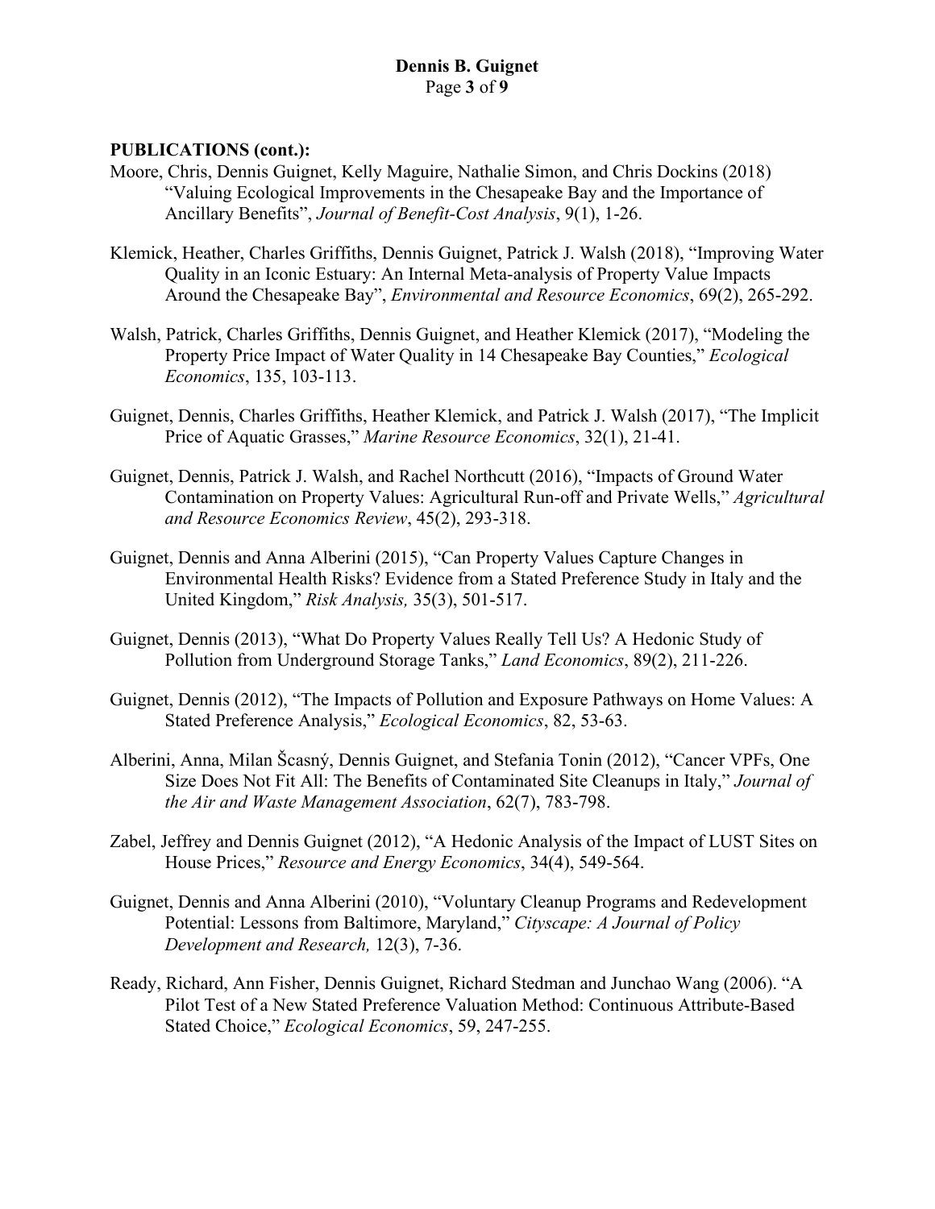**PUBLICATIONS (cont.):**

Moore, Chris, Dennis Guignet, Kelly Maguire, Nathalie Simon, and Chris Dockins (2018) "Valuing Ecological Improvements in the Chesapeake Bay and the Importance of Ancillary Benefits", *Journal of Benefit-Cost Analysis*, 9(1), 1-26.

Klemick, Heather, Charles Griffiths, Dennis Guignet, Patrick J. Walsh (2018), "Improving Water Quality in an Iconic Estuary: An Internal Meta-analysis of Property Value Impacts Around the Chesapeake Bay", *Environmental and Resource Economics*, 69(2), 265-292.

Walsh, Patrick, Charles Griffiths, Dennis Guignet, and Heather Klemick (2017), "Modeling the Property Price Impact of Water Quality in 14 Chesapeake Bay Counties," *Ecological Economics*, 135, 103-113.

Guignet, Dennis, Charles Griffiths, Heather Klemick, and Patrick J. Walsh (2017), "The Implicit Price of Aquatic Grasses," *Marine Resource Economics*, 32(1), 21-41.

Guignet, Dennis, Patrick J. Walsh, and Rachel Northcutt (2016), "Impacts of Ground Water Contamination on Property Values: Agricultural Run-off and Private Wells," *Agricultural and Resource Economics Review*, 45(2), 293-318.

Guignet, Dennis and Anna Alberini (2015), "Can Property Values Capture Changes in Environmental Health Risks? Evidence from a Stated Preference Study in Italy and the United Kingdom," *Risk Analysis,* 35(3), 501-517.

Guignet, Dennis (2013), "What Do Property Values Really Tell Us? A Hedonic Study of Pollution from Underground Storage Tanks," *Land Economics*, 89(2), 211-226.

Guignet, Dennis (2012), "The Impacts of Pollution and Exposure Pathways on Home Values: A Stated Preference Analysis," *Ecological Economics*, 82, 53-63.

Alberini, Anna, Milan Ščasný, Dennis Guignet, and Stefania Tonin (2012), "Cancer VPFs, One Size Does Not Fit All: The Benefits of Contaminated Site Cleanups in Italy," *Journal of the Air and Waste Management Association*, 62(7), 783-798.

Zabel, Jeffrey and Dennis Guignet (2012), "A Hedonic Analysis of the Impact of LUST Sites on House Prices," *Resource and Energy Economics*, 34(4), 549-564.

Guignet, Dennis and Anna Alberini (2010), "Voluntary Cleanup Programs and Redevelopment Potential: Lessons from Baltimore, Maryland," *Cityscape: A Journal of Policy Development and Research,* 12(3), 7-36.

Ready, Richard, Ann Fisher, Dennis Guignet, Richard Stedman and Junchao Wang (2006). "A Pilot Test of a New Stated Preference Valuation Method: Continuous Attribute-Based Stated Choice," *Ecological Economics*, 59, 247-255.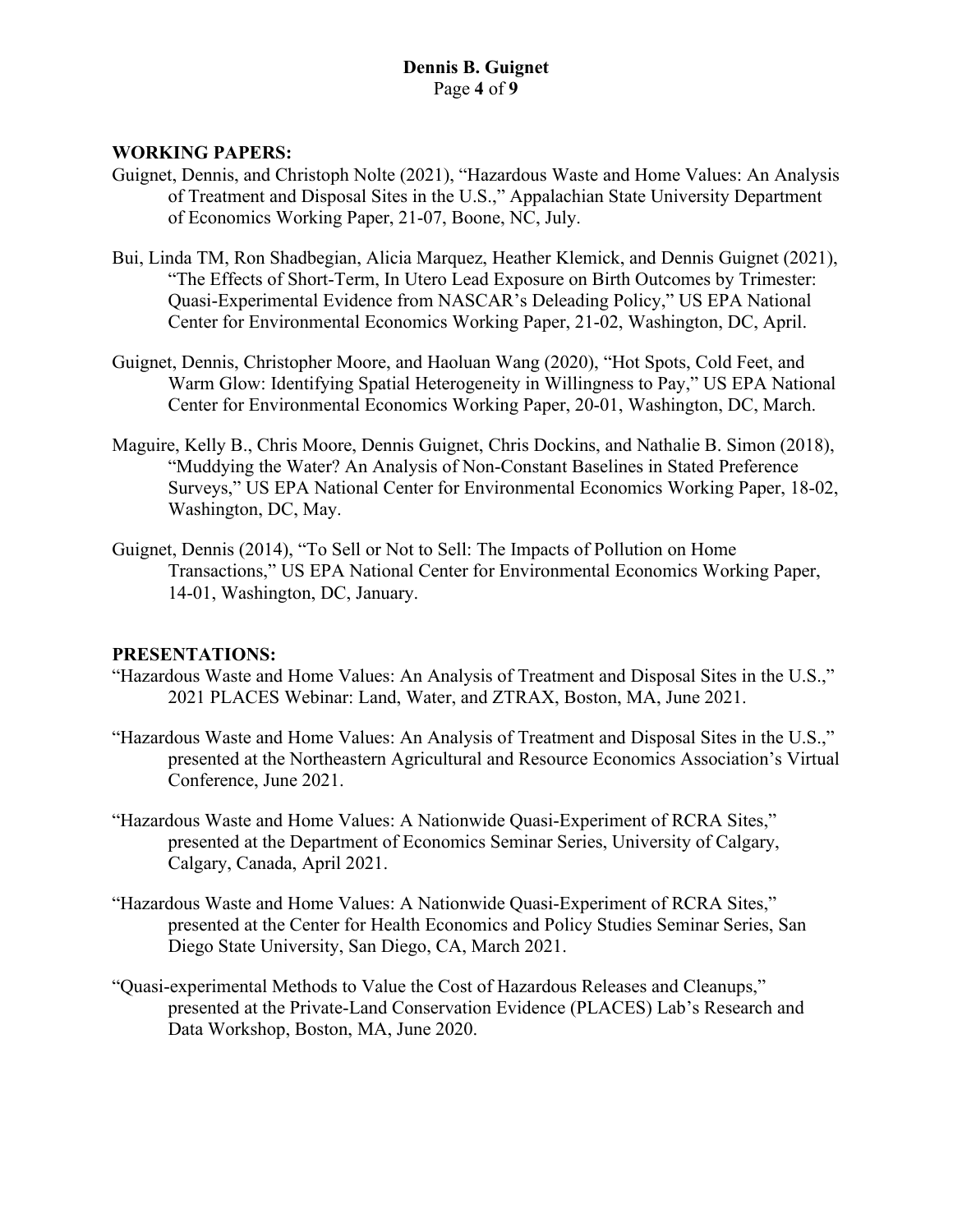## WORKING PAPERS:

Guignet, Dennis, and Christoph Nolte (2021), "Hazardous Waste and Home Values: An Analysis of Treatment and Disposal Sites in the U.S.," Appalachian State University Department of Economics Working Paper, 21-07, Boone, NC, July.

Bui, Linda TM, Ron Shadbegian, Alicia Marquez, Heather Klemick, and Dennis Guignet (2021), "The Effects of Short-Term, In Utero Lead Exposure on Birth Outcomes by Trimester: Quasi-Experimental Evidence from NASCAR's Deleading Policy," US EPA National Center for Environmental Economics Working Paper, 21-02, Washington, DC, April.

Guignet, Dennis, Christopher Moore, and Haoluan Wang (2020), "Hot Spots, Cold Feet, and Warm Glow: Identifying Spatial Heterogeneity in Willingness to Pay," US EPA National Center for Environmental Economics Working Paper, 20-01, Washington, DC, March.

Maguire, Kelly B., Chris Moore, Dennis Guignet, Chris Dockins, and Nathalie B. Simon (2018), "Muddying the Water? An Analysis of Non-Constant Baselines in Stated Preference Surveys," US EPA National Center for Environmental Economics Working Paper, 18-02, Washington, DC, May.

Guignet, Dennis (2014), "To Sell or Not to Sell: The Impacts of Pollution on Home Transactions," US EPA National Center for Environmental Economics Working Paper, 14-01, Washington, DC, January.

## PRESENTATIONS:

"Hazardous Waste and Home Values: An Analysis of Treatment and Disposal Sites in the U.S.," 2021 PLACES Webinar: Land, Water, and ZTRAX, Boston, MA, June 2021.

"Hazardous Waste and Home Values: An Analysis of Treatment and Disposal Sites in the U.S.," presented at the Northeastern Agricultural and Resource Economics Association's Virtual Conference, June 2021.

"Hazardous Waste and Home Values: A Nationwide Quasi-Experiment of RCRA Sites," presented at the Department of Economics Seminar Series, University of Calgary, Calgary, Canada, April 2021.

"Hazardous Waste and Home Values: A Nationwide Quasi-Experiment of RCRA Sites," presented at the Center for Health Economics and Policy Studies Seminar Series, San Diego State University, San Diego, CA, March 2021.

"Quasi-experimental Methods to Value the Cost of Hazardous Releases and Cleanups," presented at the Private-Land Conservation Evidence (PLACES) Lab's Research and Data Workshop, Boston, MA, June 2020.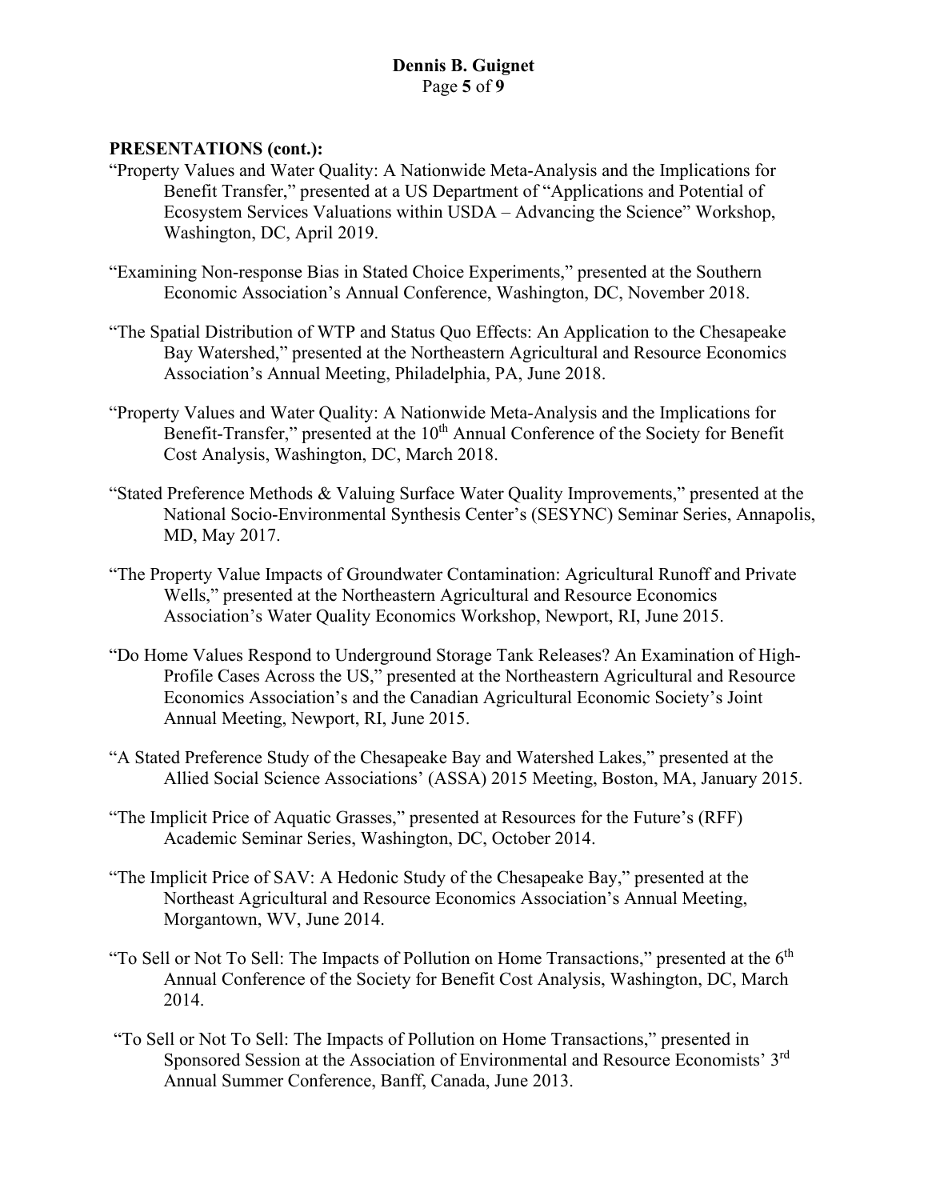**PRESENTATIONS (cont.):**

"Property Values and Water Quality: A Nationwide Meta-Analysis and the Implications for Benefit Transfer," presented at a US Department of "Applications and Potential of Ecosystem Services Valuations within USDA – Advancing the Science" Workshop, Washington, DC, April 2019.

"Examining Non-response Bias in Stated Choice Experiments," presented at the Southern Economic Association's Annual Conference, Washington, DC, November 2018.

"The Spatial Distribution of WTP and Status Quo Effects: An Application to the Chesapeake Bay Watershed," presented at the Northeastern Agricultural and Resource Economics Association's Annual Meeting, Philadelphia, PA, June 2018.

"Property Values and Water Quality: A Nationwide Meta-Analysis and the Implications for Benefit-Transfer," presented at the 10th Annual Conference of the Society for Benefit Cost Analysis, Washington, DC, March 2018.

"Stated Preference Methods & Valuing Surface Water Quality Improvements," presented at the National Socio-Environmental Synthesis Center's (SESYNC) Seminar Series, Annapolis, MD, May 2017.

"The Property Value Impacts of Groundwater Contamination: Agricultural Runoff and Private Wells," presented at the Northeastern Agricultural and Resource Economics Association's Water Quality Economics Workshop, Newport, RI, June 2015.

"Do Home Values Respond to Underground Storage Tank Releases? An Examination of High-Profile Cases Across the US," presented at the Northeastern Agricultural and Resource Economics Association's and the Canadian Agricultural Economic Society's Joint Annual Meeting, Newport, RI, June 2015.

"A Stated Preference Study of the Chesapeake Bay and Watershed Lakes," presented at the Allied Social Science Associations' (ASSA) 2015 Meeting, Boston, MA, January 2015.

"The Implicit Price of Aquatic Grasses," presented at Resources for the Future's (RFF) Academic Seminar Series, Washington, DC, October 2014.

"The Implicit Price of SAV: A Hedonic Study of the Chesapeake Bay," presented at the Northeast Agricultural and Resource Economics Association's Annual Meeting, Morgantown, WV, June 2014.

"To Sell or Not To Sell: The Impacts of Pollution on Home Transactions," presented at the 6th Annual Conference of the Society for Benefit Cost Analysis, Washington, DC, March 2014.

"To Sell or Not To Sell: The Impacts of Pollution on Home Transactions," presented in Sponsored Session at the Association of Environmental and Resource Economists' 3rd Annual Summer Conference, Banff, Canada, June 2013.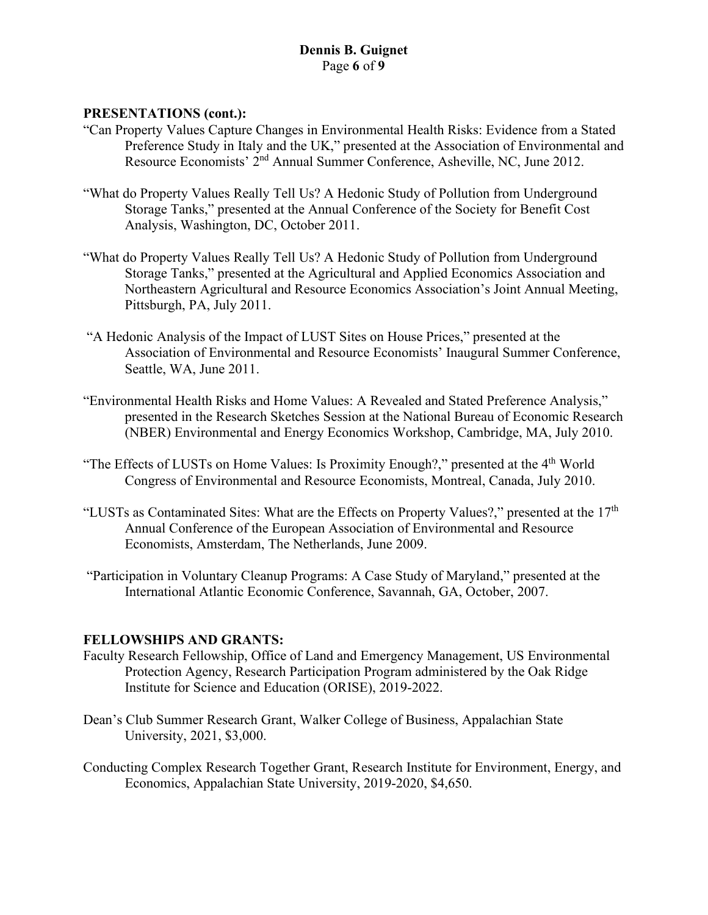**PRESENTATIONS (cont.):**

"Can Property Values Capture Changes in Environmental Health Risks: Evidence from a Stated Preference Study in Italy and the UK," presented at the Association of Environmental and Resource Economists' 2nd Annual Summer Conference, Asheville, NC, June 2012.

"What do Property Values Really Tell Us? A Hedonic Study of Pollution from Underground Storage Tanks," presented at the Annual Conference of the Society for Benefit Cost Analysis, Washington, DC, October 2011.

"What do Property Values Really Tell Us? A Hedonic Study of Pollution from Underground Storage Tanks," presented at the Agricultural and Applied Economics Association and Northeastern Agricultural and Resource Economics Association's Joint Annual Meeting, Pittsburgh, PA, July 2011.

"A Hedonic Analysis of the Impact of LUST Sites on House Prices," presented at the Association of Environmental and Resource Economists' Inaugural Summer Conference, Seattle, WA, June 2011.

"Environmental Health Risks and Home Values: A Revealed and Stated Preference Analysis," presented in the Research Sketches Session at the National Bureau of Economic Research (NBER) Environmental and Energy Economics Workshop, Cambridge, MA, July 2010.

"The Effects of LUSTs on Home Values: Is Proximity Enough?," presented at the 4th World Congress of Environmental and Resource Economists, Montreal, Canada, July 2010.

"LUSTs as Contaminated Sites: What are the Effects on Property Values?," presented at the 17th Annual Conference of the European Association of Environmental and Resource Economists, Amsterdam, The Netherlands, June 2009.

"Participation in Voluntary Cleanup Programs: A Case Study of Maryland," presented at the International Atlantic Economic Conference, Savannah, GA, October, 2007.

**FELLOWSHIPS AND GRANTS:**

Faculty Research Fellowship, Office of Land and Emergency Management, US Environmental Protection Agency, Research Participation Program administered by the Oak Ridge Institute for Science and Education (ORISE), 2019-2022.

Dean's Club Summer Research Grant, Walker College of Business, Appalachian State University, 2021, $3,000.

Conducting Complex Research Together Grant, Research Institute for Environment, Energy, and Economics, Appalachian State University, 2019-2020, $4,650.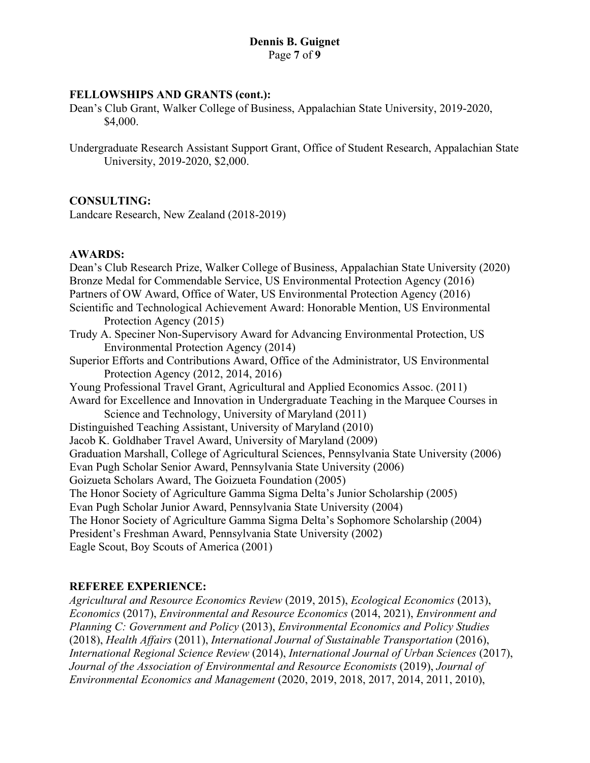## FELLOWSHIPS AND GRANTS (cont.):

Dean's Club Grant, Walker College of Business, Appalachian State University, 2019-2020, $4,000.

Undergraduate Research Assistant Support Grant, Office of Student Research, Appalachian State University, 2019-2020, $2,000.

## CONSULTING:

Landcare Research, New Zealand (2018-2019)

## AWARDS:

Dean's Club Research Prize, Walker College of Business, Appalachian State University (2020)
Bronze Medal for Commendable Service, US Environmental Protection Agency (2016)
Partners of OW Award, Office of Water, US Environmental Protection Agency (2016)
Scientific and Technological Achievement Award: Honorable Mention, US Environmental Protection Agency (2015)
Trudy A. Speciner Non-Supervisory Award for Advancing Environmental Protection, US Environmental Protection Agency (2014)
Superior Efforts and Contributions Award, Office of the Administrator, US Environmental Protection Agency (2012, 2014, 2016)
Young Professional Travel Grant, Agricultural and Applied Economics Assoc. (2011)
Award for Excellence and Innovation in Undergraduate Teaching in the Marquee Courses in Science and Technology, University of Maryland (2011)
Distinguished Teaching Assistant, University of Maryland (2010)
Jacob K. Goldhaber Travel Award, University of Maryland (2009)
Graduation Marshall, College of Agricultural Sciences, Pennsylvania State University (2006)
Evan Pugh Scholar Senior Award, Pennsylvania State University (2006)
Goizueta Scholars Award, The Goizueta Foundation (2005)
The Honor Society of Agriculture Gamma Sigma Delta's Junior Scholarship (2005)
Evan Pugh Scholar Junior Award, Pennsylvania State University (2004)
The Honor Society of Agriculture Gamma Sigma Delta's Sophomore Scholarship (2004)
President's Freshman Award, Pennsylvania State University (2002)
Eagle Scout, Boy Scouts of America (2001)

## REFEREE EXPERIENCE:

*Agricultural and Resource Economics Review* (2019, 2015), *Ecological Economics* (2013), *Economics* (2017), *Environmental and Resource Economics* (2014, 2021), *Environment and Planning C: Government and Policy* (2013), *Environmental Economics and Policy Studies* (2018), *Health Affairs* (2011), *International Journal of Sustainable Transportation* (2016), *International Regional Science Review* (2014), *International Journal of Urban Sciences* (2017), *Journal of the Association of Environmental and Resource Economists* (2019), *Journal of Environmental Economics and Management* (2020, 2019, 2018, 2017, 2014, 2011, 2010),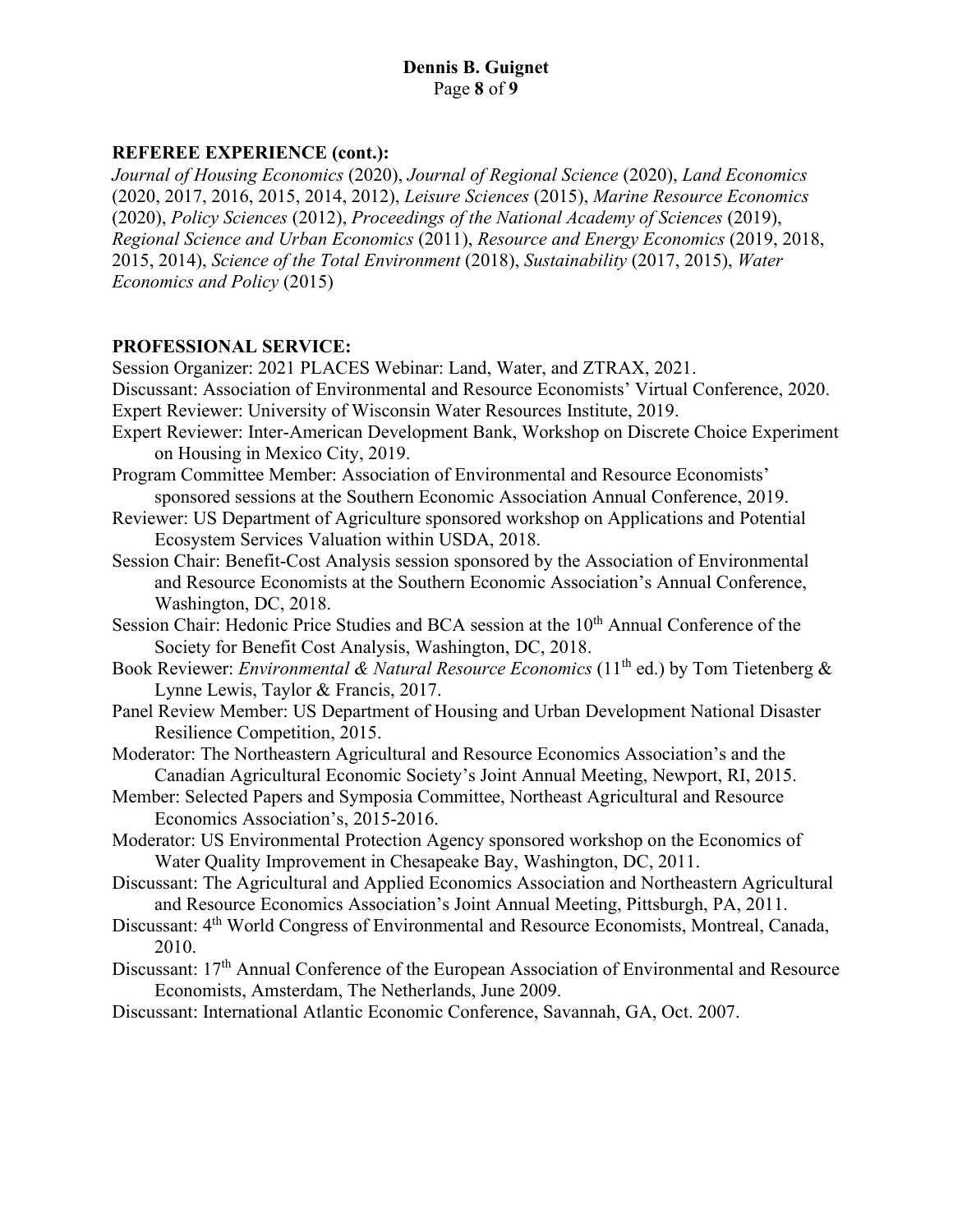## REFEREE EXPERIENCE (cont.):

*Journal of Housing Economics* (2020), *Journal of Regional Science* (2020), *Land Economics* (2020, 2017, 2016, 2015, 2014, 2012), *Leisure Sciences* (2015), *Marine Resource Economics* (2020), *Policy Sciences* (2012), *Proceedings of the National Academy of Sciences* (2019), *Regional Science and Urban Economics* (2011), *Resource and Energy Economics* (2019, 2018, 2015, 2014), *Science of the Total Environment* (2018), *Sustainability* (2017, 2015), *Water Economics and Policy* (2015)

## PROFESSIONAL SERVICE:

Session Organizer: 2021 PLACES Webinar: Land, Water, and ZTRAX, 2021.

Discussant: Association of Environmental and Resource Economists' Virtual Conference, 2020.

Expert Reviewer: University of Wisconsin Water Resources Institute, 2019.

Expert Reviewer: Inter-American Development Bank, Workshop on Discrete Choice Experiment on Housing in Mexico City, 2019.

Program Committee Member: Association of Environmental and Resource Economists' sponsored sessions at the Southern Economic Association Annual Conference, 2019.

Reviewer: US Department of Agriculture sponsored workshop on Applications and Potential Ecosystem Services Valuation within USDA, 2018.

Session Chair: Benefit-Cost Analysis session sponsored by the Association of Environmental and Resource Economists at the Southern Economic Association's Annual Conference, Washington, DC, 2018.

Session Chair: Hedonic Price Studies and BCA session at the 10th Annual Conference of the Society for Benefit Cost Analysis, Washington, DC, 2018.

Book Reviewer: *Environmental & Natural Resource Economics* (11th ed.) by Tom Tietenberg & Lynne Lewis, Taylor & Francis, 2017.

Panel Review Member: US Department of Housing and Urban Development National Disaster Resilience Competition, 2015.

Moderator: The Northeastern Agricultural and Resource Economics Association's and the Canadian Agricultural Economic Society's Joint Annual Meeting, Newport, RI, 2015.

Member: Selected Papers and Symposia Committee, Northeast Agricultural and Resource Economics Association's, 2015-2016.

Moderator: US Environmental Protection Agency sponsored workshop on the Economics of Water Quality Improvement in Chesapeake Bay, Washington, DC, 2011.

Discussant: The Agricultural and Applied Economics Association and Northeastern Agricultural and Resource Economics Association's Joint Annual Meeting, Pittsburgh, PA, 2011.

Discussant: 4th World Congress of Environmental and Resource Economists, Montreal, Canada, 2010.

Discussant: 17th Annual Conference of the European Association of Environmental and Resource Economists, Amsterdam, The Netherlands, June 2009.

Discussant: International Atlantic Economic Conference, Savannah, GA, Oct. 2007.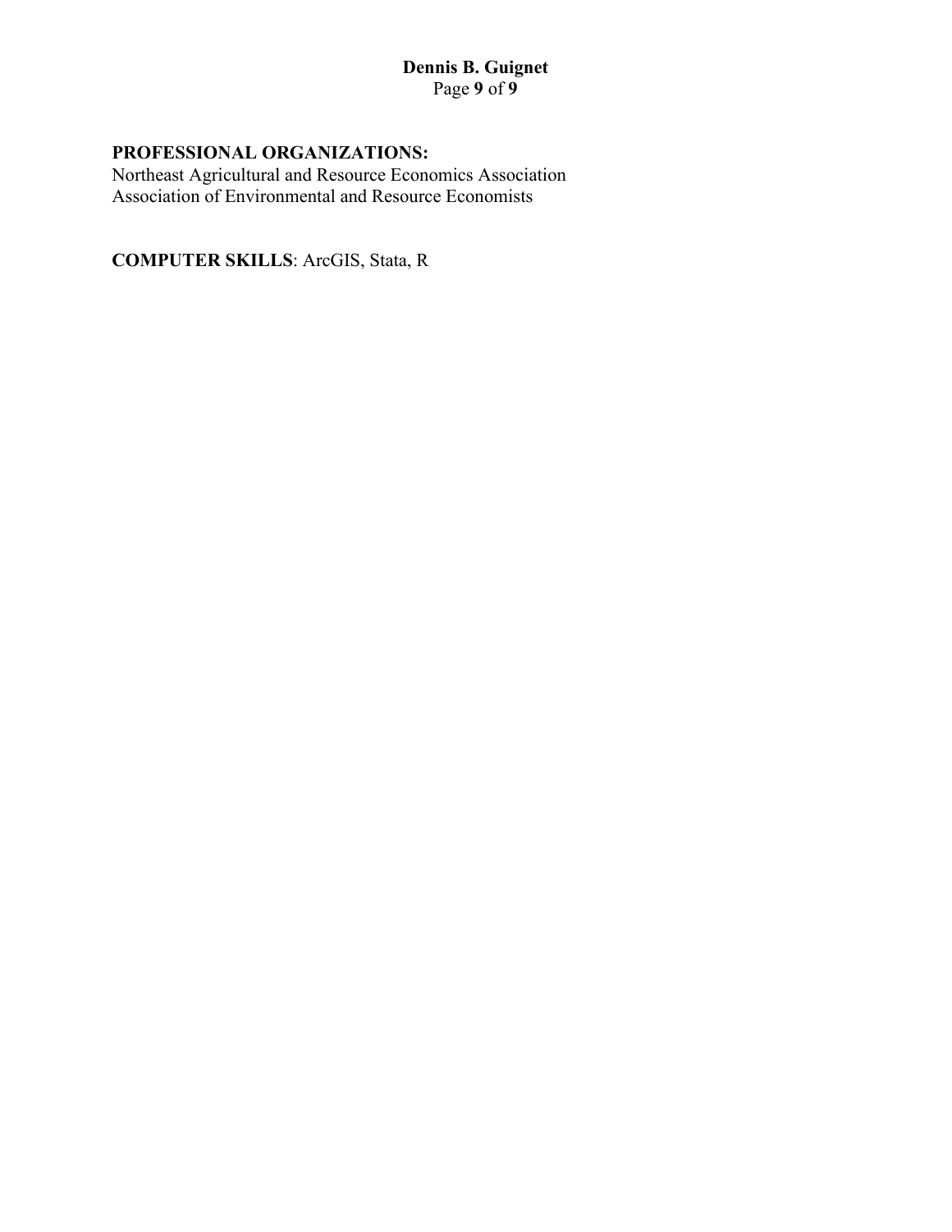**PROFESSIONAL ORGANIZATIONS:**
Northeast Agricultural and Resource Economics Association
Association of Environmental and Resource Economists

**COMPUTER SKILLS**: ArcGIS, Stata, R